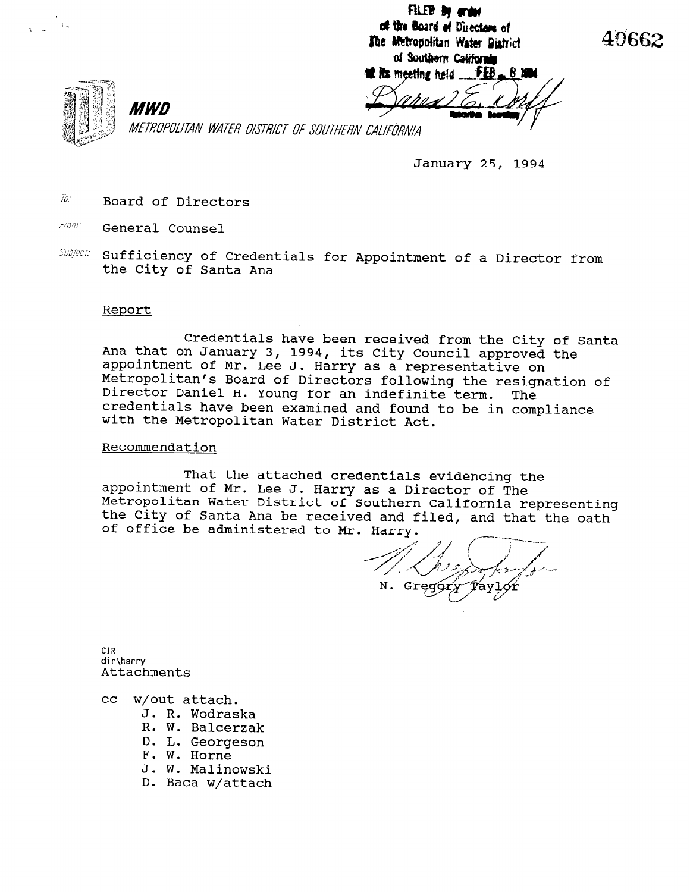FILED by order of the Board of Directors of The Metropolitan Water District of Southern California at its meeting held FEB 8 1994

Executive Secretary

40662

**MWD**

*METROPOLITAN WATER DISTRICT OF SOUTHERN CALIFORNIA*

January 25, 1994

*To:* Board of Directors

*From:* General Counsel

*Subject:* Sufficiency of Credentials for Appointment of a Director from the City of Santa Ana

Report

Credentials have been received from the City of Santa Ana that on January 3, 1994, its City Council approved the appointment of Mr. Lee J. Harry as a representative on Metropolitan's Board of Directors following the resignation of Director Daniel H. Young for an indefinite term. The credentials have been examined and found to be in compliance with the Metropolitan Water District Act.

Recommendation

That the attached credentials evidencing the appointment of Mr. Lee J. Harry as a Director of The Metropolitan Water District of Southern California representing the City of Santa Ana be received and filed, and that the oath of office be administered to Mr. Harry.

N. Gregory Taylor

CIR
dir\harry
Attachments

cc w/out attach.
- J. R. Wodraska
- R. W. Balcerzak
- D. L. Georgeson
- F. W. Horne
- J. W. Malinowski
- D. Baca w/attach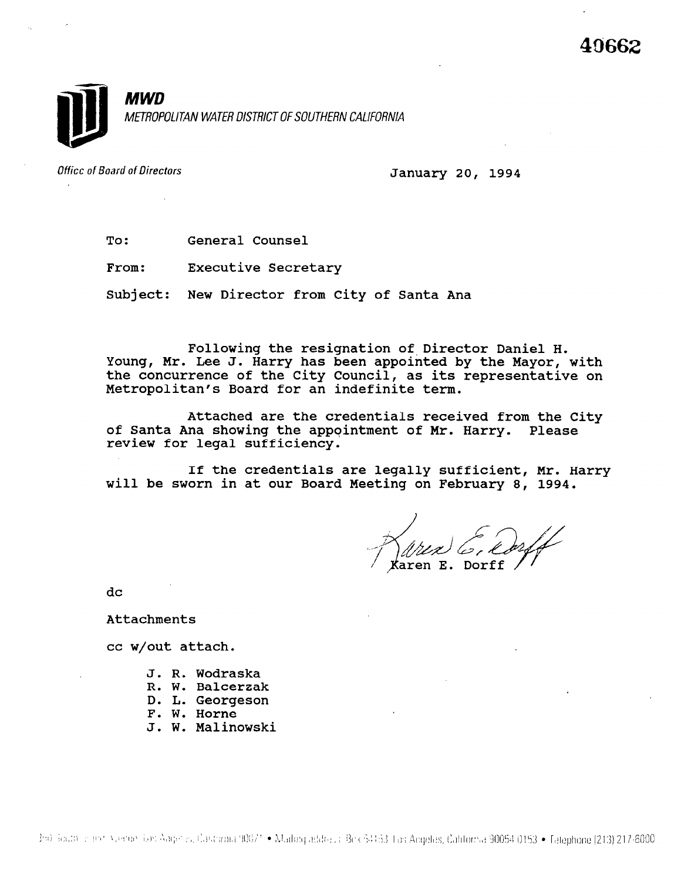40662

**MWD**

*METROPOLITAN WATER DISTRICT OF SOUTHERN CALIFORNIA*

*Office of Board of Directors*

January 20, 1994

To: General Counsel

From: Executive Secretary

Subject: New Director from City of Santa Ana

Following the resignation of Director Daniel H. Young, Mr. Lee J. Harry has been appointed by the Mayor, with the concurrence of the City Council, as its representative on Metropolitan's Board for an indefinite term.

Attached are the credentials received from the City of Santa Ana showing the appointment of Mr. Harry. Please review for legal sufficiency.

If the credentials are legally sufficient, Mr. Harry will be sworn in at our Board Meeting on February 8, 1994.

Karen E. Dorff

dc

Attachments

cc w/out attach.

J. R. Wodraska
R. W. Balcerzak
D. L. Georgeson
F. W. Horne
J. W. Malinowski

350 South Grand Avenue, Los Angeles, California 90071 • Mailing address: Box 54153, Los Angeles, California 90054-0153 • Telephone (213) 217-6000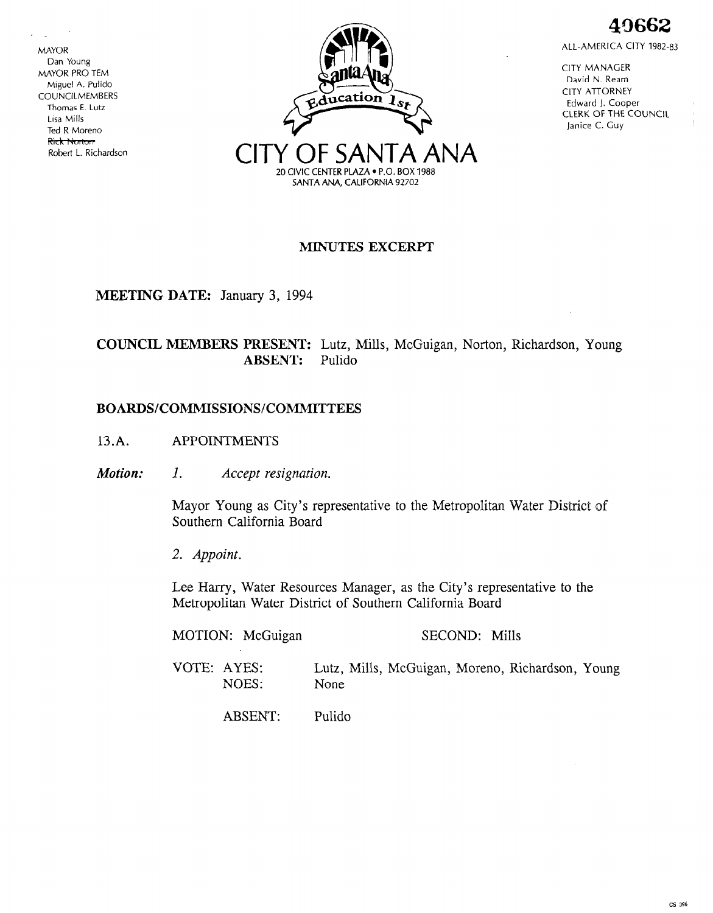40662

MAYOR
Dan Young
MAYOR PRO TEM
Miguel A. Pulido
COUNCILMEMBERS
Thomas E. Lutz
Lisa Mills
Ted R Moreno
~~Rick Norton~~
Robert L. Richardson

CITY OF SANTA ANA
20 CIVIC CENTER PLAZA • P.O. BOX 1988
SANTA ANA, CALIFORNIA 92702

ALL-AMERICA CITY 1982-83

CITY MANAGER
David N. Ream
CITY ATTORNEY
Edward J. Cooper
CLERK OF THE COUNCIL
Janice C. Guy

# MINUTES EXCERPT

**MEETING DATE:** January 3, 1994

**COUNCIL MEMBERS PRESENT:** Lutz, Mills, McGuigan, Norton, Richardson, Young
**ABSENT:** Pulido

## BOARDS/COMMISSIONS/COMMITTEES

13.A. APPOINTMENTS

***Motion:*** *1. Accept resignation.*

Mayor Young as City's representative to the Metropolitan Water District of Southern California Board

*2. Appoint.*

Lee Harry, Water Resources Manager, as the City's representative to the Metropolitan Water District of Southern California Board

MOTION: McGuigan SECOND: Mills

VOTE: AYES: Lutz, Mills, McGuigan, Moreno, Richardson, Young
NOES: None

ABSENT: Pulido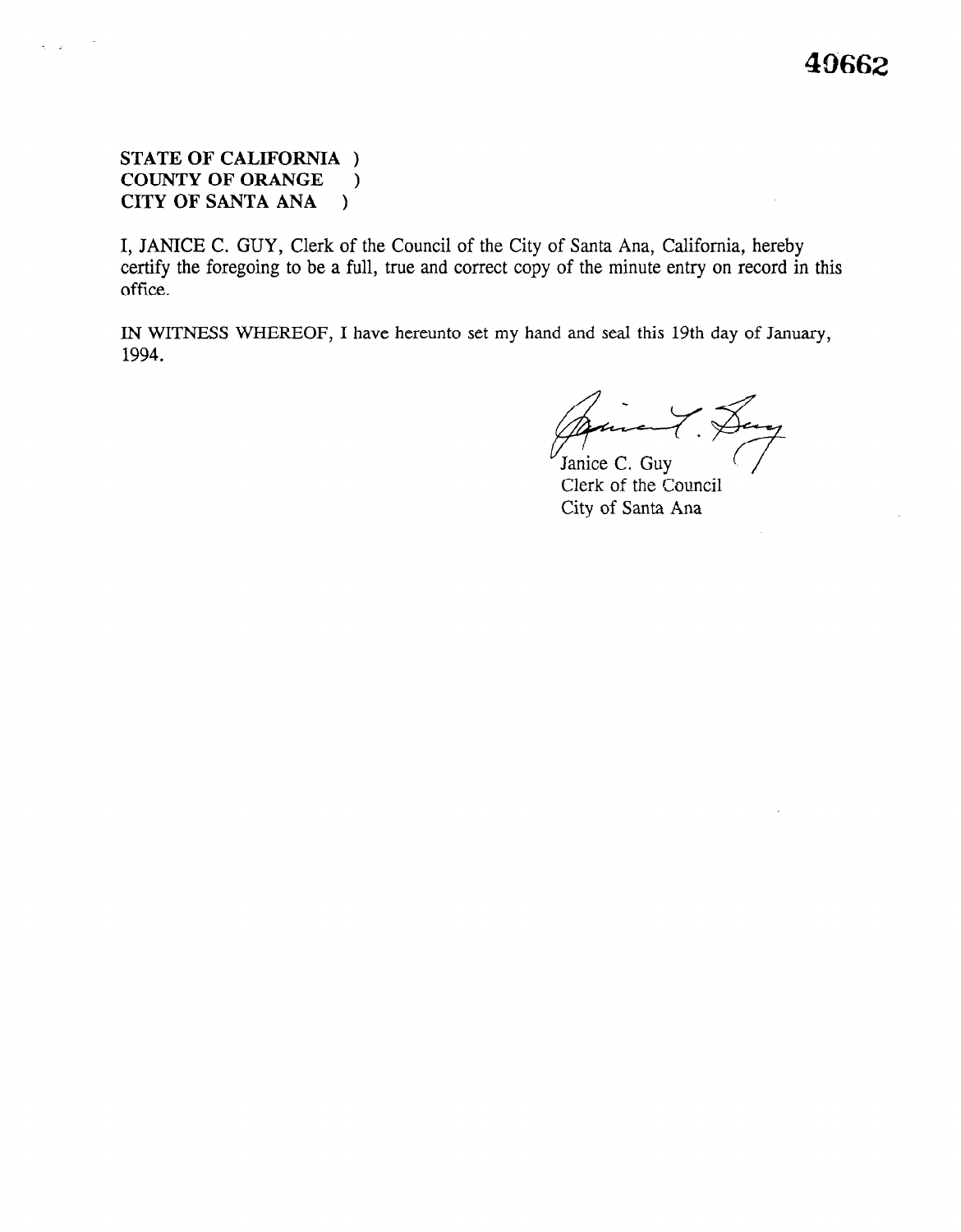40662

**STATE OF CALIFORNIA )**
**COUNTY OF ORANGE )**
**CITY OF SANTA ANA )**

I, JANICE C. GUY, Clerk of the Council of the City of Santa Ana, California, hereby certify the foregoing to be a full, true and correct copy of the minute entry on record in this office.

IN WITNESS WHEREOF, I have hereunto set my hand and seal this 19th day of January, 1994.

Janice C. Guy
Clerk of the Council
City of Santa Ana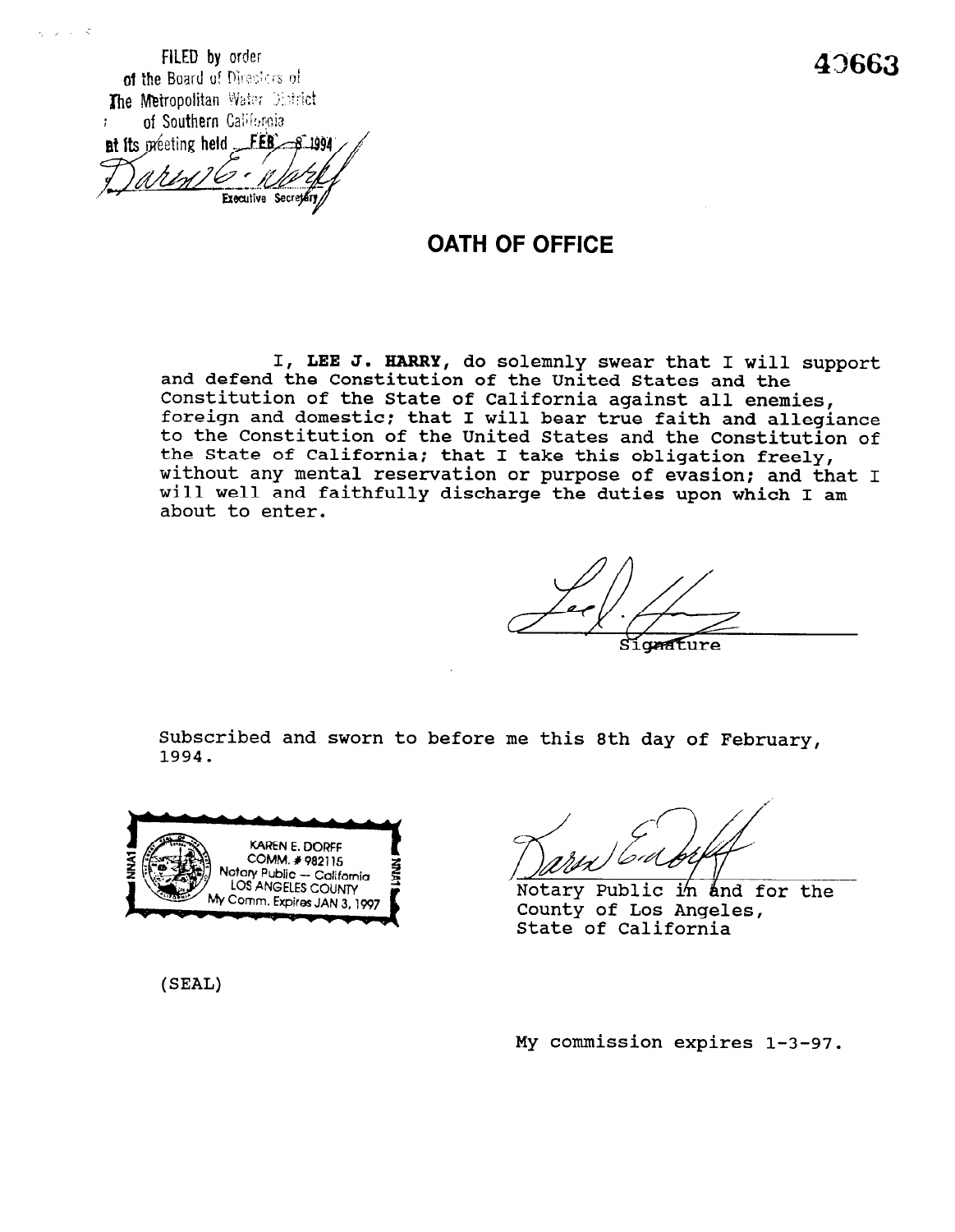FILED by order
of the Board of Directors of
The Metropolitan Water District
of Southern California
at its meeting held FEB 8 1994

Executive Secretary

43663

# OATH OF OFFICE

I, **LEE J. HARRY**, do solemnly swear that I will support and defend the Constitution of the United States and the Constitution of the State of California against all enemies, foreign and domestic; that I will bear true faith and allegiance to the Constitution of the United States and the Constitution of the State of California; that I take this obligation freely, without any mental reservation or purpose of evasion; and that I will well and faithfully discharge the duties upon which I am about to enter.

Signature

Subscribed and sworn to before me this 8th day of February, 1994.

KAREN E. DORFF
COMM. # 982115
Notary Public — California
LOS ANGELES COUNTY
My Comm. Expires JAN 3, 1997

Notary Public in and for the County of Los Angeles, State of California

(SEAL)

My commission expires 1-3-97.